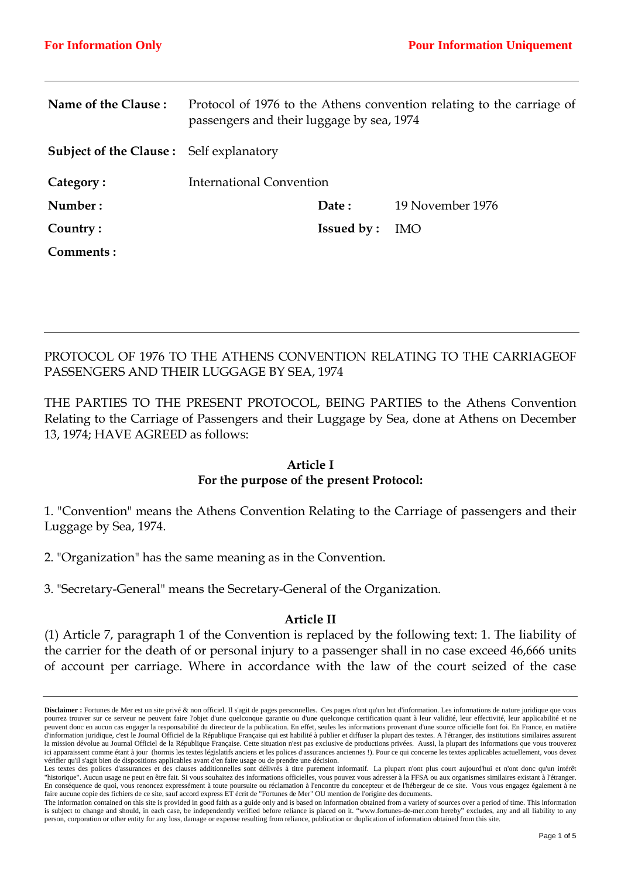For Information Only | Pour Information Uniquement

| | | | |
|---|---|---|---|
| **Name of the Clause :** | Protocol of 1976 to the Athens convention relating to the carriage of passengers and their luggage by sea, 1974 | | |
| **Subject of the Clause :** | Self explanatory | | |
| **Category :** | International Convention | | |
| **Number :** | | **Date :** | 19 November 1976 |
| **Country :** | | **Issued by :** | IMO |
| **Comments :** | | | |

PROTOCOL OF 1976 TO THE ATHENS CONVENTION RELATING TO THE CARRIAGEOF PASSENGERS AND THEIR LUGGAGE BY SEA, 1974

THE PARTIES TO THE PRESENT PROTOCOL, BEING PARTIES to the Athens Convention Relating to the Carriage of Passengers and their Luggage by Sea, done at Athens on December 13, 1974; HAVE AGREED as follows:

**Article I**
**For the purpose of the present Protocol:**

1. "Convention" means the Athens Convention Relating to the Carriage of passengers and their Luggage by Sea, 1974.

2. "Organization" has the same meaning as in the Convention.

3. "Secretary-General" means the Secretary-General of the Organization.

**Article II**

(1) Article 7, paragraph 1 of the Convention is replaced by the following text: 1. The liability of the carrier for the death of or personal injury to a passenger shall in no case exceed 46,666 units of account per carriage. Where in accordance with the law of the court seized of the case

**Disclaimer :** Fortunes de Mer est un site privé & non officiel. Il s'agit de pages personnelles. Ces pages n'ont qu'un but d'information. Les informations de nature juridique que vous pourrez trouver sur ce serveur ne peuvent faire l'objet d'une quelconque garantie ou d'une quelconque certification quant à leur validité, leur effectivité, leur applicabilité et ne peuvent donc en aucun cas engager la responsabilité du directeur de la publication. En effet, seules les informations provenant d'une source officielle font foi. En France, en matière d'information juridique, c'est le Journal Officiel de la République Française qui est habilité à publier et diffuser la plupart des textes. A l'étranger, des institutions similaires assurent la mission dévolue au Journal Officiel de la République Française. Cette situation n'est pas exclusive de productions privées. Aussi, la plupart des informations que vous trouverez ici apparaissent comme étant à jour (hormis les textes législatifs anciens et les polices d'assurances anciennes !). Pour ce qui concerne les textes applicables actuellement, vous devez vérifier qu'il s'agit bien de dispositions applicables avant d'en faire usage ou de prendre une décision.
Les textes des polices d'assurances et des clauses additionnelles sont délivrés à titre purement informatif. La plupart n'ont plus court aujourd'hui et n'ont donc qu'un intérêt "historique". Aucun usage ne peut en être fait. Si vous souhaitez des informations officielles, vous pouvez vous adresser à la FFSA ou aux organismes similaires existant à l'étranger. En conséquence de quoi, vous renoncez expressément à toute poursuite ou réclamation à l'encontre du concepteur et de l'hébergeur de ce site. Vous vous engagez également à ne faire aucune copie des fichiers de ce site, sauf accord express ET écrit de "Fortunes de Mer" OU mention de l'origine des documents.
The information contained on this site is provided in good faith as a guide only and is based on information obtained from a variety of sources over a period of time. This information is subject to change and should, in each case, be independently verified before reliance is placed on it. "www.fortunes-de-mer.com hereby" excludes, any and all liability to any person, corporation or other entity for any loss, damage or expense resulting from reliance, publication or duplication of information obtained from this site.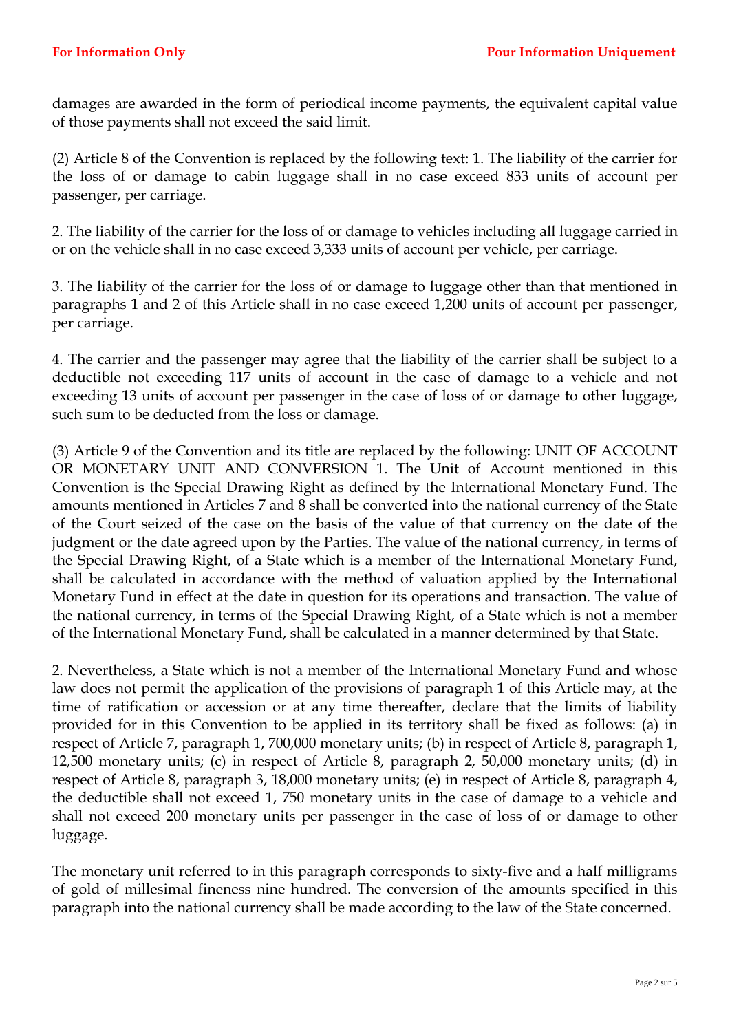damages are awarded in the form of periodical income payments, the equivalent capital value of those payments shall not exceed the said limit.

(2) Article 8 of the Convention is replaced by the following text: 1. The liability of the carrier for the loss of or damage to cabin luggage shall in no case exceed 833 units of account per passenger, per carriage.

2. The liability of the carrier for the loss of or damage to vehicles including all luggage carried in or on the vehicle shall in no case exceed 3,333 units of account per vehicle, per carriage.

3. The liability of the carrier for the loss of or damage to luggage other than that mentioned in paragraphs 1 and 2 of this Article shall in no case exceed 1,200 units of account per passenger, per carriage.

4. The carrier and the passenger may agree that the liability of the carrier shall be subject to a deductible not exceeding 117 units of account in the case of damage to a vehicle and not exceeding 13 units of account per passenger in the case of loss of or damage to other luggage, such sum to be deducted from the loss or damage.

(3) Article 9 of the Convention and its title are replaced by the following: UNIT OF ACCOUNT OR MONETARY UNIT AND CONVERSION 1. The Unit of Account mentioned in this Convention is the Special Drawing Right as defined by the International Monetary Fund. The amounts mentioned in Articles 7 and 8 shall be converted into the national currency of the State of the Court seized of the case on the basis of the value of that currency on the date of the judgment or the date agreed upon by the Parties. The value of the national currency, in terms of the Special Drawing Right, of a State which is a member of the International Monetary Fund, shall be calculated in accordance with the method of valuation applied by the International Monetary Fund in effect at the date in question for its operations and transaction. The value of the national currency, in terms of the Special Drawing Right, of a State which is not a member of the International Monetary Fund, shall be calculated in a manner determined by that State.

2. Nevertheless, a State which is not a member of the International Monetary Fund and whose law does not permit the application of the provisions of paragraph 1 of this Article may, at the time of ratification or accession or at any time thereafter, declare that the limits of liability provided for in this Convention to be applied in its territory shall be fixed as follows: (a) in respect of Article 7, paragraph 1, 700,000 monetary units; (b) in respect of Article 8, paragraph 1, 12,500 monetary units; (c) in respect of Article 8, paragraph 2, 50,000 monetary units; (d) in respect of Article 8, paragraph 3, 18,000 monetary units; (e) in respect of Article 8, paragraph 4, the deductible shall not exceed 1, 750 monetary units in the case of damage to a vehicle and shall not exceed 200 monetary units per passenger in the case of loss of or damage to other luggage.

The monetary unit referred to in this paragraph corresponds to sixty-five and a half milligrams of gold of millesimal fineness nine hundred. The conversion of the amounts specified in this paragraph into the national currency shall be made according to the law of the State concerned.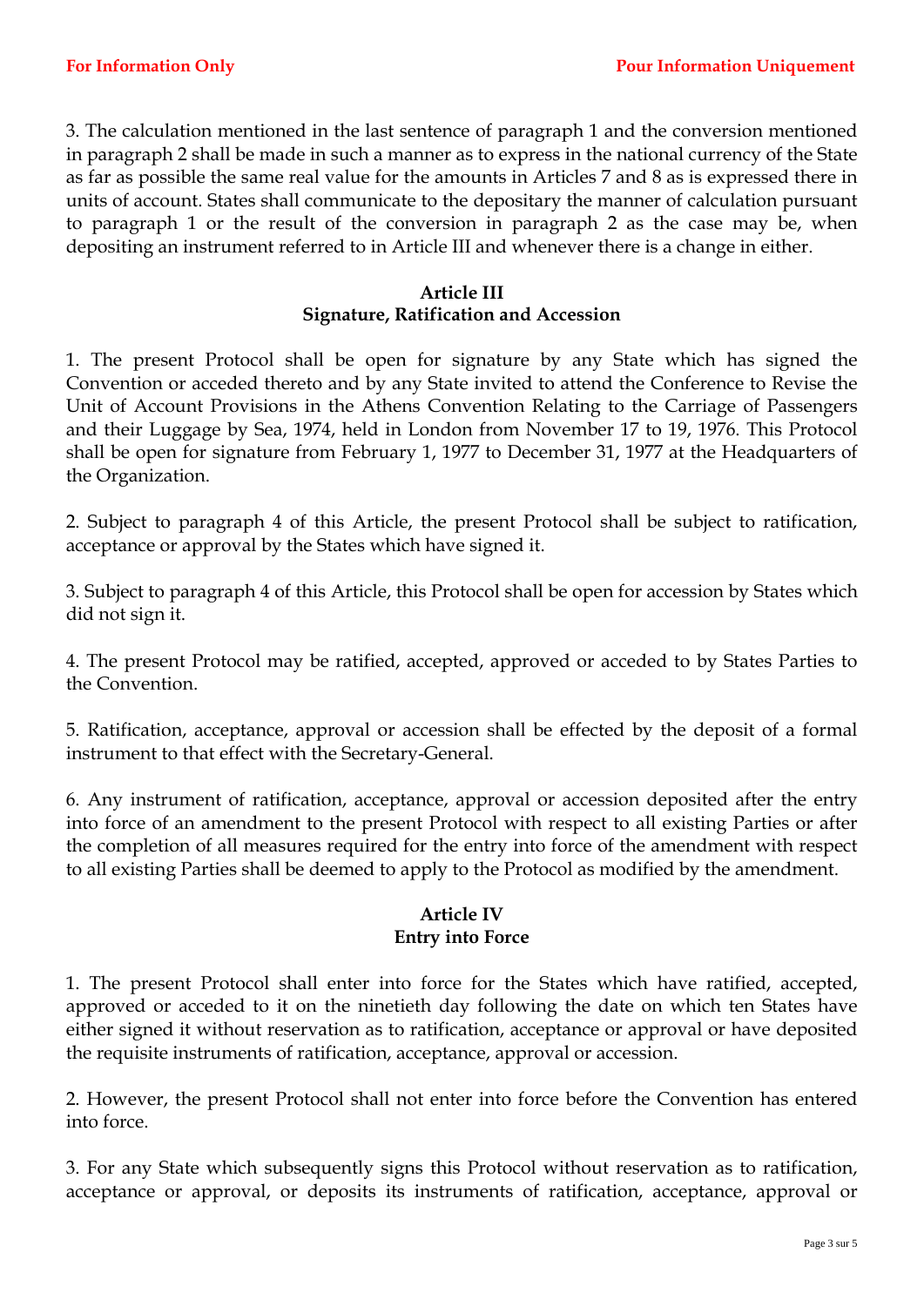3. The calculation mentioned in the last sentence of paragraph 1 and the conversion mentioned in paragraph 2 shall be made in such a manner as to express in the national currency of the State as far as possible the same real value for the amounts in Articles 7 and 8 as is expressed there in units of account. States shall communicate to the depositary the manner of calculation pursuant to paragraph 1 or the result of the conversion in paragraph 2 as the case may be, when depositing an instrument referred to in Article III and whenever there is a change in either.

### Article III
### Signature, Ratification and Accession

1. The present Protocol shall be open for signature by any State which has signed the Convention or acceded thereto and by any State invited to attend the Conference to Revise the Unit of Account Provisions in the Athens Convention Relating to the Carriage of Passengers and their Luggage by Sea, 1974, held in London from November 17 to 19, 1976. This Protocol shall be open for signature from February 1, 1977 to December 31, 1977 at the Headquarters of the Organization.

2. Subject to paragraph 4 of this Article, the present Protocol shall be subject to ratification, acceptance or approval by the States which have signed it.

3. Subject to paragraph 4 of this Article, this Protocol shall be open for accession by States which did not sign it.

4. The present Protocol may be ratified, accepted, approved or acceded to by States Parties to the Convention.

5. Ratification, acceptance, approval or accession shall be effected by the deposit of a formal instrument to that effect with the Secretary-General.

6. Any instrument of ratification, acceptance, approval or accession deposited after the entry into force of an amendment to the present Protocol with respect to all existing Parties or after the completion of all measures required for the entry into force of the amendment with respect to all existing Parties shall be deemed to apply to the Protocol as modified by the amendment.

### Article IV
### Entry into Force

1. The present Protocol shall enter into force for the States which have ratified, accepted, approved or acceded to it on the ninetieth day following the date on which ten States have either signed it without reservation as to ratification, acceptance or approval or have deposited the requisite instruments of ratification, acceptance, approval or accession.

2. However, the present Protocol shall not enter into force before the Convention has entered into force.

3. For any State which subsequently signs this Protocol without reservation as to ratification, acceptance or approval, or deposits its instruments of ratification, acceptance, approval or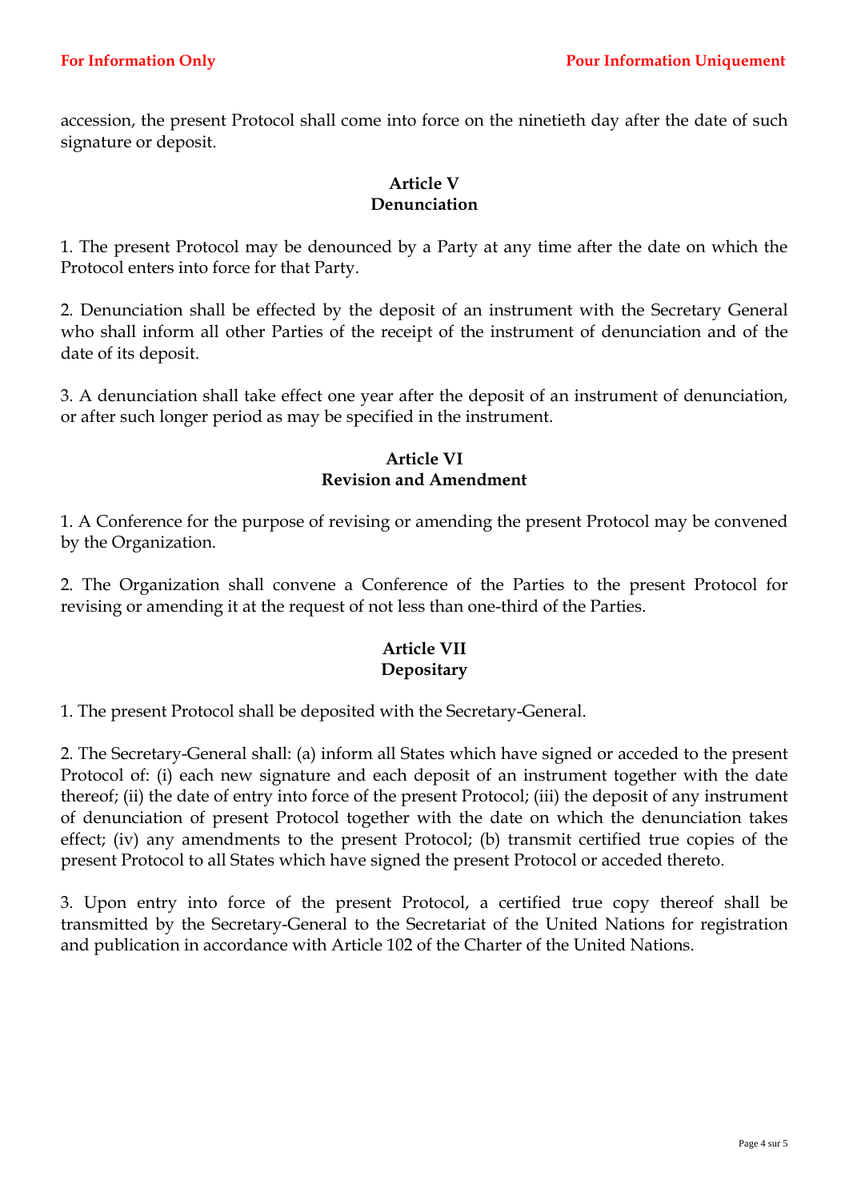accession, the present Protocol shall come into force on the ninetieth day after the date of such signature or deposit.

**Article V**
**Denunciation**

1. The present Protocol may be denounced by a Party at any time after the date on which the Protocol enters into force for that Party.

2. Denunciation shall be effected by the deposit of an instrument with the Secretary General who shall inform all other Parties of the receipt of the instrument of denunciation and of the date of its deposit.

3. A denunciation shall take effect one year after the deposit of an instrument of denunciation, or after such longer period as may be specified in the instrument.

**Article VI**
**Revision and Amendment**

1. A Conference for the purpose of revising or amending the present Protocol may be convened by the Organization.

2. The Organization shall convene a Conference of the Parties to the present Protocol for revising or amending it at the request of not less than one-third of the Parties.

**Article VII**
**Depositary**

1. The present Protocol shall be deposited with the Secretary-General.

2. The Secretary-General shall: (a) inform all States which have signed or acceded to the present Protocol of: (i) each new signature and each deposit of an instrument together with the date thereof; (ii) the date of entry into force of the present Protocol; (iii) the deposit of any instrument of denunciation of present Protocol together with the date on which the denunciation takes effect; (iv) any amendments to the present Protocol; (b) transmit certified true copies of the present Protocol to all States which have signed the present Protocol or acceded thereto.

3. Upon entry into force of the present Protocol, a certified true copy thereof shall be transmitted by the Secretary-General to the Secretariat of the United Nations for registration and publication in accordance with Article 102 of the Charter of the United Nations.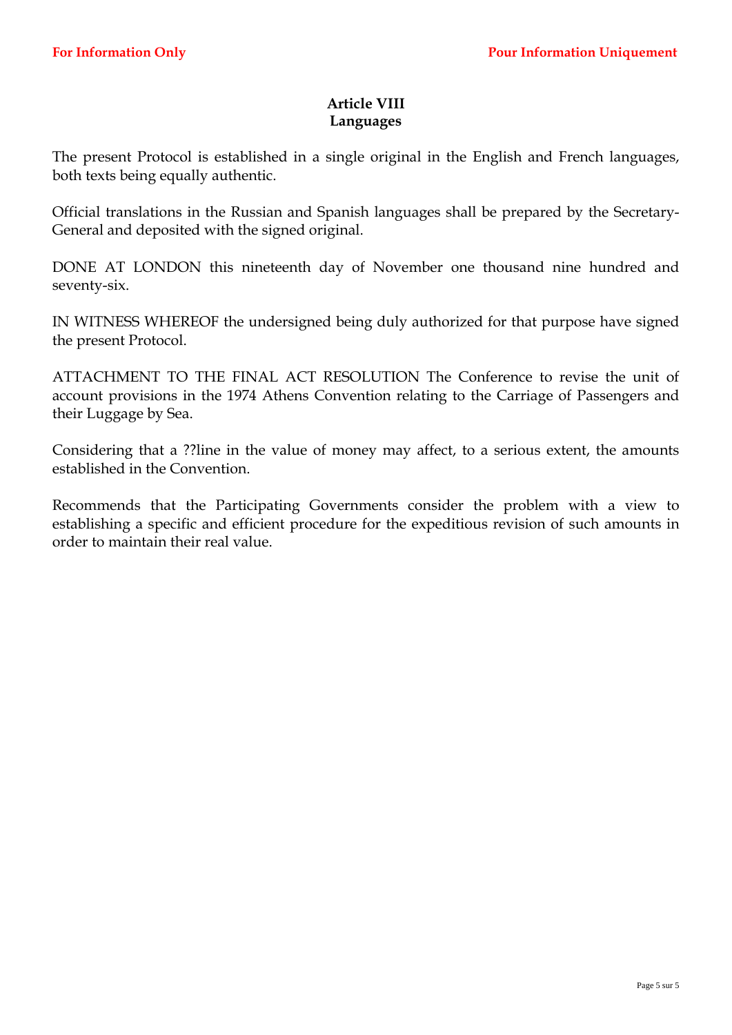## Article VIII
## Languages

The present Protocol is established in a single original in the English and French languages, both texts being equally authentic.

Official translations in the Russian and Spanish languages shall be prepared by the Secretary-General and deposited with the signed original.

DONE AT LONDON this nineteenth day of November one thousand nine hundred and seventy-six.

IN WITNESS WHEREOF the undersigned being duly authorized for that purpose have signed the present Protocol.

ATTACHMENT TO THE FINAL ACT RESOLUTION The Conference to revise the unit of account provisions in the 1974 Athens Convention relating to the Carriage of Passengers and their Luggage by Sea.

Considering that a ??line in the value of money may affect, to a serious extent, the amounts established in the Convention.

Recommends that the Participating Governments consider the problem with a view to establishing a specific and efficient procedure for the expeditious revision of such amounts in order to maintain their real value.